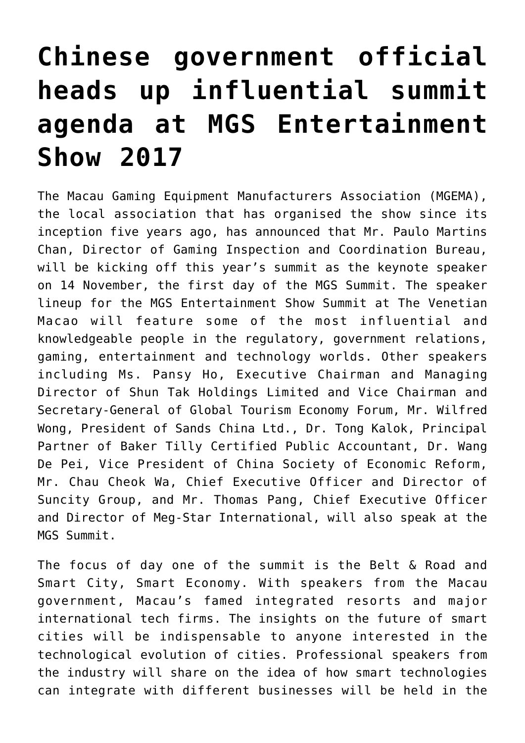# Chinese government official heads up influential summit agenda at MGS Entertainment Show 2017

The Macau Gaming Equipment Manufacturers Association (MGEMA), the local association that has organised the show since its inception five years ago, has announced that Mr. Paulo Martins Chan, Director of Gaming Inspection and Coordination Bureau, will be kicking off this year's summit as the keynote speaker on 14 November, the first day of the MGS Summit. The speaker lineup for the MGS Entertainment Show Summit at The Venetian Macao will feature some of the most influential and knowledgeable people in the regulatory, government relations, gaming, entertainment and technology worlds. Other speakers including Ms. Pansy Ho, Executive Chairman and Managing Director of Shun Tak Holdings Limited and Vice Chairman and Secretary-General of Global Tourism Economy Forum, Mr. Wilfred Wong, President of Sands China Ltd., Dr. Tong Kalok, Principal Partner of Baker Tilly Certified Public Accountant, Dr. Wang De Pei, Vice President of China Society of Economic Reform, Mr. Chau Cheok Wa, Chief Executive Officer and Director of Suncity Group, and Mr. Thomas Pang, Chief Executive Officer and Director of Meg-Star International, will also speak at the MGS Summit.

The focus of day one of the summit is the Belt & Road and Smart City, Smart Economy. With speakers from the Macau government, Macau's famed integrated resorts and major international tech firms. The insights on the future of smart cities will be indispensable to anyone interested in the technological evolution of cities. Professional speakers from the industry will share on the idea of how smart technologies can integrate with different businesses will be held in the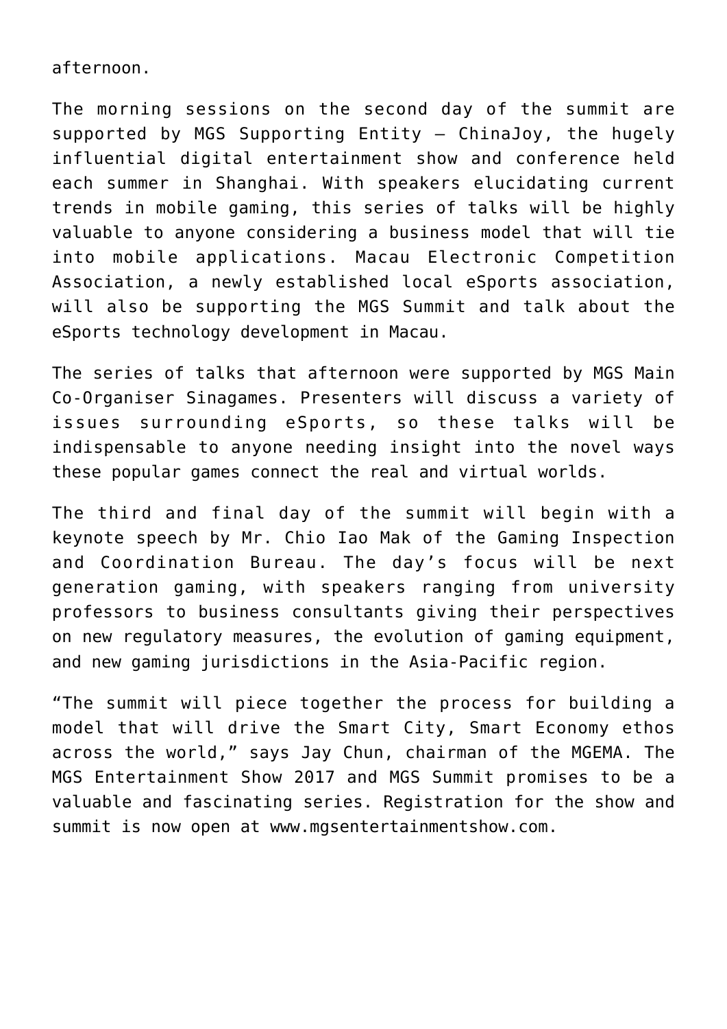afternoon.

The morning sessions on the second day of the summit are supported by MGS Supporting Entity – ChinaJoy, the hugely influential digital entertainment show and conference held each summer in Shanghai. With speakers elucidating current trends in mobile gaming, this series of talks will be highly valuable to anyone considering a business model that will tie into mobile applications. Macau Electronic Competition Association, a newly established local eSports association, will also be supporting the MGS Summit and talk about the eSports technology development in Macau.

The series of talks that afternoon were supported by MGS Main Co-Organiser Sinagames. Presenters will discuss a variety of issues surrounding eSports, so these talks will be indispensable to anyone needing insight into the novel ways these popular games connect the real and virtual worlds.

The third and final day of the summit will begin with a keynote speech by Mr. Chio Iao Mak of the Gaming Inspection and Coordination Bureau. The day's focus will be next generation gaming, with speakers ranging from university professors to business consultants giving their perspectives on new regulatory measures, the evolution of gaming equipment, and new gaming jurisdictions in the Asia-Pacific region.

"The summit will piece together the process for building a model that will drive the Smart City, Smart Economy ethos across the world," says Jay Chun, chairman of the MGEMA. The MGS Entertainment Show 2017 and MGS Summit promises to be a valuable and fascinating series. Registration for the show and summit is now open at www.mgsentertainmentshow.com.